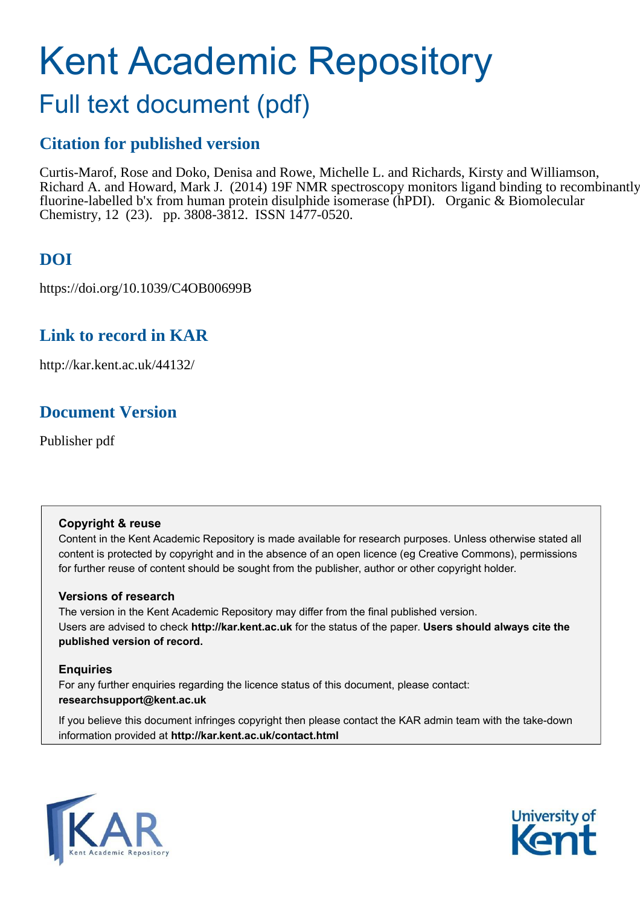# Kent Academic Repository

## Full text document (pdf)

### Citation for published version

Curtis-Marof, Rose and Doko, Denisa and Rowe, Michelle L. and Richards, Kirsty and Williamson, Richard A. and Howard, Mark J. (2014) 19F NMR spectroscopy monitors ligand binding to recombinantly fluorine-labelled b'x from human protein disulphide isomerase (hPDI). Organic & Biomolecular Chemistry, 12 (23). pp. 3808-3812. ISSN 1477-0520.

### DOI

https://doi.org/10.1039/C4OB00699B

### Link to record in KAR

http://kar.kent.ac.uk/44132/

### Document Version

Publisher pdf

**Copyright & reuse**

Content in the Kent Academic Repository is made available for research purposes. Unless otherwise stated all content is protected by copyright and in the absence of an open licence (eg Creative Commons), permissions for further reuse of content should be sought from the publisher, author or other copyright holder.

**Versions of research**

The version in the Kent Academic Repository may differ from the final published version.
Users are advised to check **http://kar.kent.ac.uk** for the status of the paper. **Users should always cite the published version of record.**

**Enquiries**

For any further enquiries regarding the licence status of this document, please contact:
**researchsupport@kent.ac.uk**

If you believe this document infringes copyright then please contact the KAR admin team with the take-down information provided at **http://kar.kent.ac.uk/contact.html**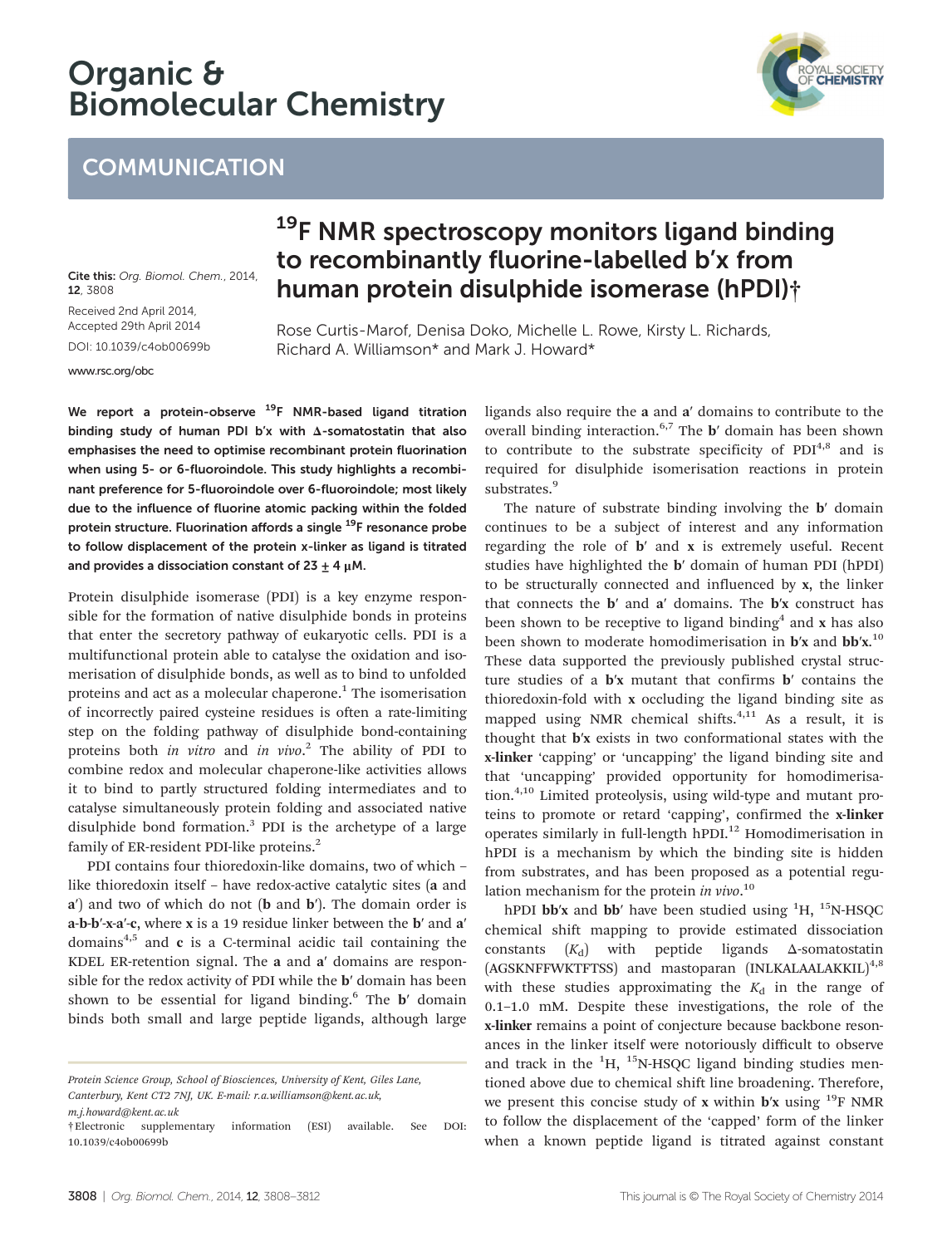# Organic & Biomolecular Chemistry

## COMMUNICATION

# $^{19}$F NMR spectroscopy monitors ligand binding to recombinantly fluorine-labelled b′x from human protein disulphide isomerase (hPDI)†

Cite this: *Org. Biomol. Chem.*, 2014, **12**, 3808

Received 2nd April 2014, Accepted 29th April 2014

DOI: 10.1039/c4ob00699b

www.rsc.org/obc

Rose Curtis-Marof, Denisa Doko, Michelle L. Rowe, Kirsty L. Richards, Richard A. Williamson* and Mark J. Howard*

**We report a protein-observe $^{19}$F NMR-based ligand titration binding study of human PDI b′x with Δ-somatostatin that also emphasises the need to optimise recombinant protein fluorination when using 5- or 6-fluoroindole. This study highlights a recombinant preference for 5-fluoroindole over 6-fluoroindole; most likely due to the influence of fluorine atomic packing within the folded protein structure. Fluorination affords a single $^{19}$F resonance probe to follow displacement of the protein x-linker as ligand is titrated and provides a dissociation constant of 23 ± 4 μM.**

Protein disulphide isomerase (PDI) is a key enzyme responsible for the formation of native disulphide bonds in proteins that enter the secretory pathway of eukaryotic cells. PDI is a multifunctional protein able to catalyse the oxidation and isomerisation of disulphide bonds, as well as to bind to unfolded proteins and act as a molecular chaperone.[1] The isomerisation of incorrectly paired cysteine residues is often a rate-limiting step on the folding pathway of disulphide bond-containing proteins both *in vitro* and *in vivo*.[2] The ability of PDI to combine redox and molecular chaperone-like activities allows it to bind to partly structured folding intermediates and to catalyse simultaneously protein folding and associated native disulphide bond formation.[3] PDI is the archetype of a large family of ER-resident PDI-like proteins.[2]

PDI contains four thioredoxin-like domains, two of which – like thioredoxin itself – have redox-active catalytic sites (**a** and **a′**) and two of which do not (**b** and **b′**). The domain order is **a**-**b**-**b′**-**x**-**a′**-**c**, where **x** is a 19 residue linker between the **b′** and **a′** domains[4,5] and **c** is a C-terminal acidic tail containing the KDEL ER-retention signal. The **a** and **a′** domains are responsible for the redox activity of PDI while the **b′** domain has been shown to be essential for ligand binding.[6] The **b′** domain binds both small and large peptide ligands, although large ligands also require the **a** and **a′** domains to contribute to the overall binding interaction.[6,7] The **b′** domain has been shown to contribute to the substrate specificity of PDI[4,8] and is required for disulphide isomerisation reactions in protein substrates.[9]

The nature of substrate binding involving the **b′** domain continues to be a subject of interest and any information regarding the role of **b′** and **x** is extremely useful. Recent studies have highlighted the **b′** domain of human PDI (hPDI) to be structurally connected and influenced by **x**, the linker that connects the **b′** and **a′** domains. The **b′x** construct has been shown to be receptive to ligand binding[4] and **x** has also been shown to moderate homodimerisation in **b′x** and **bb′x**.[10] These data supported the previously published crystal structure studies of a **b′x** mutant that confirms **b′** contains the thioredoxin-fold with **x** occluding the ligand binding site as mapped using NMR chemical shifts.[4,11] As a result, it is thought that **b′x** exists in two conformational states with the **x-linker** 'capping' or 'uncapping' the ligand binding site and that 'uncapping' provided opportunity for homodimerisation.[4,10] Limited proteolysis, using wild-type and mutant proteins to promote or retard 'capping', confirmed the **x-linker** operates similarly in full-length hPDI.[12] Homodimerisation in hPDI is a mechanism by which the binding site is hidden from substrates, and has been proposed as a potential regulation mechanism for the protein *in vivo*.[10]

hPDI **bb′x** and **bb′** have been studied using $^{1}$H, $^{15}$N-HSQC chemical shift mapping to provide estimated dissociation constants ($K_d$) with peptide ligands Δ-somatostatin (AGSKNFFWKTFTSS) and mastoparan (INLKALAALAKKIL)[4,8] with these studies approximating the $K_d$ in the range of 0.1–1.0 mM. Despite these investigations, the role of the **x-linker** remains a point of conjecture because backbone resonances in the linker itself were notoriously difficult to observe and track in the $^{1}$H, $^{15}$N-HSQC ligand binding studies mentioned above due to chemical shift line broadening. Therefore, we present this concise study of **x** within **b′x** using $^{19}$F NMR to follow the displacement of the 'capped' form of the linker when a known peptide ligand is titrated against constant

Protein Science Group, School of Biosciences, University of Kent, Giles Lane, Canterbury, Kent CT2 7NJ, UK. E-mail: r.a.williamson@kent.ac.uk, m.j.howard@kent.ac.uk

†Electronic supplementary information (ESI) available. See DOI: 10.1039/c4ob00699b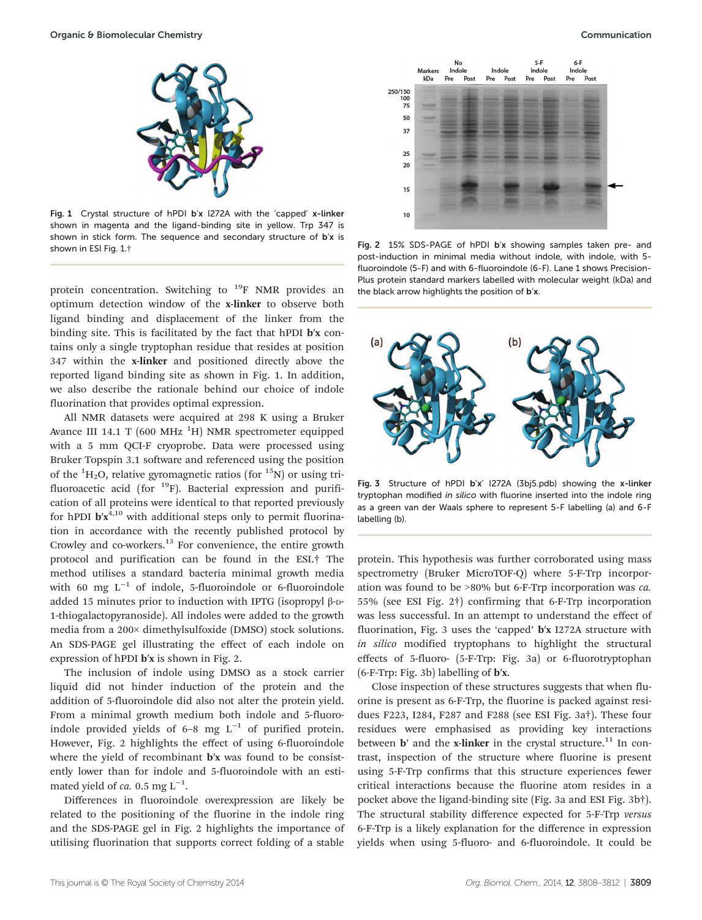Fig. 1 Crystal structure of hPDI b′x I272A with the 'capped' **x-linker** shown in magenta and the ligand-binding site in yellow. Trp 347 is shown in stick form. The sequence and secondary structure of b′x is shown in ESI Fig. 1.†

protein concentration. Switching to $^{19}$F NMR provides an optimum detection window of the **x-linker** to observe both ligand binding and displacement of the linker from the binding site. This is facilitated by the fact that hPDI **b′x** contains only a single tryptophan residue that resides at position 347 within the **x-linker** and positioned directly above the reported ligand binding site as shown in Fig. 1. In addition, we also describe the rationale behind our choice of indole fluorination that provides optimal expression.

All NMR datasets were acquired at 298 K using a Bruker Avance III 14.1 T (600 MHz $^{1}$H) NMR spectrometer equipped with a 5 mm QCI-F cryoprobe. Data were processed using Bruker Topspin 3.1 software and referenced using the position of the $^{1}H_2O$, relative gyromagnetic ratios (for $^{15}$N) or using trifluoroacetic acid (for $^{19}$F). Bacterial expression and purification of all proteins were identical to that reported previously for hPDI **b′x**[4,10] with additional steps only to permit fluorination in accordance with the recently published protocol by Crowley and co-workers.[13] For convenience, the entire growth protocol and purification can be found in the ESI.† The method utilises a standard bacteria minimal growth media with 60 mg L$^{-1}$ of indole, 5-fluoroindole or 6-fluoroindole added 15 minutes prior to induction with IPTG (isopropyl β-D-1-thiogalactopyranoside). All indoles were added to the growth media from a 200× dimethylsulfoxide (DMSO) stock solutions. An SDS-PAGE gel illustrating the effect of each indole on expression of hPDI **b′x** is shown in Fig. 2.

The inclusion of indole using DMSO as a stock carrier liquid did not hinder induction of the protein and the addition of 5-fluoroindole did also not alter the protein yield. From a minimal growth medium both indole and 5-fluoroindole provided yields of 6–8 mg L$^{-1}$ of purified protein. However, Fig. 2 highlights the effect of using 6-fluoroindole where the yield of recombinant **b′x** was found to be consistently lower than for indole and 5-fluoroindole with an estimated yield of *ca.* 0.5 mg L$^{-1}$.

Differences in fluoroindole overexpression are likely be related to the positioning of the fluorine in the indole ring and the SDS-PAGE gel in Fig. 2 highlights the importance of utilising fluorination that supports correct folding of a stable protein. This hypothesis was further corroborated using mass spectrometry (Bruker MicroTOF-Q) where 5-F-Trp incorporation was found to be >80% but 6-F-Trp incorporation was *ca.* 55% (see ESI Fig. 2†) confirming that 6-F-Trp incorporation was less successful. In an attempt to understand the effect of fluorination, Fig. 3 uses the 'capped' **b′x** I272A structure with *in silico* modified tryptophans to highlight the structural effects of 5-fluoro- (5-F-Trp: Fig. 3a) or 6-fluorotryptophan (6-F-Trp: Fig. 3b) labelling of **b′x**.

Close inspection of these structures suggests that when fluorine is present as 6-F-Trp, the fluorine is packed against residues F223, I284, F287 and F288 (see ESI Fig. 3a†). These four residues were emphasised as providing key interactions between **b′** and the **x-linker** in the crystal structure.[11] In contrast, inspection of the structure where fluorine is present using 5-F-Trp confirms that this structure experiences fewer critical interactions because the fluorine atom resides in a pocket above the ligand-binding site (Fig. 3a and ESI Fig. 3b†). The structural stability difference expected for 5-F-Trp *versus* 6-F-Trp is a likely explanation for the difference in expression yields when using 5-fluoro- and 6-fluoroindole. It could be

Fig. 2 15% SDS-PAGE of hPDI b′x showing samples taken pre- and post-induction in minimal media without indole, with indole, with 5-fluoroindole (5-F) and with 6-fluoroindole (6-F). Lane 1 shows Precision-Plus protein standard markers labelled with molecular weight (kDa) and the black arrow highlights the position of **b′x**.

Fig. 3 Structure of hPDI b′x′ I272A (3bj5.pdb) showing the **x-linker** tryptophan modified *in silico* with fluorine inserted into the indole ring as a green van der Waals sphere to represent 5-F labelling (a) and 6-F labelling (b).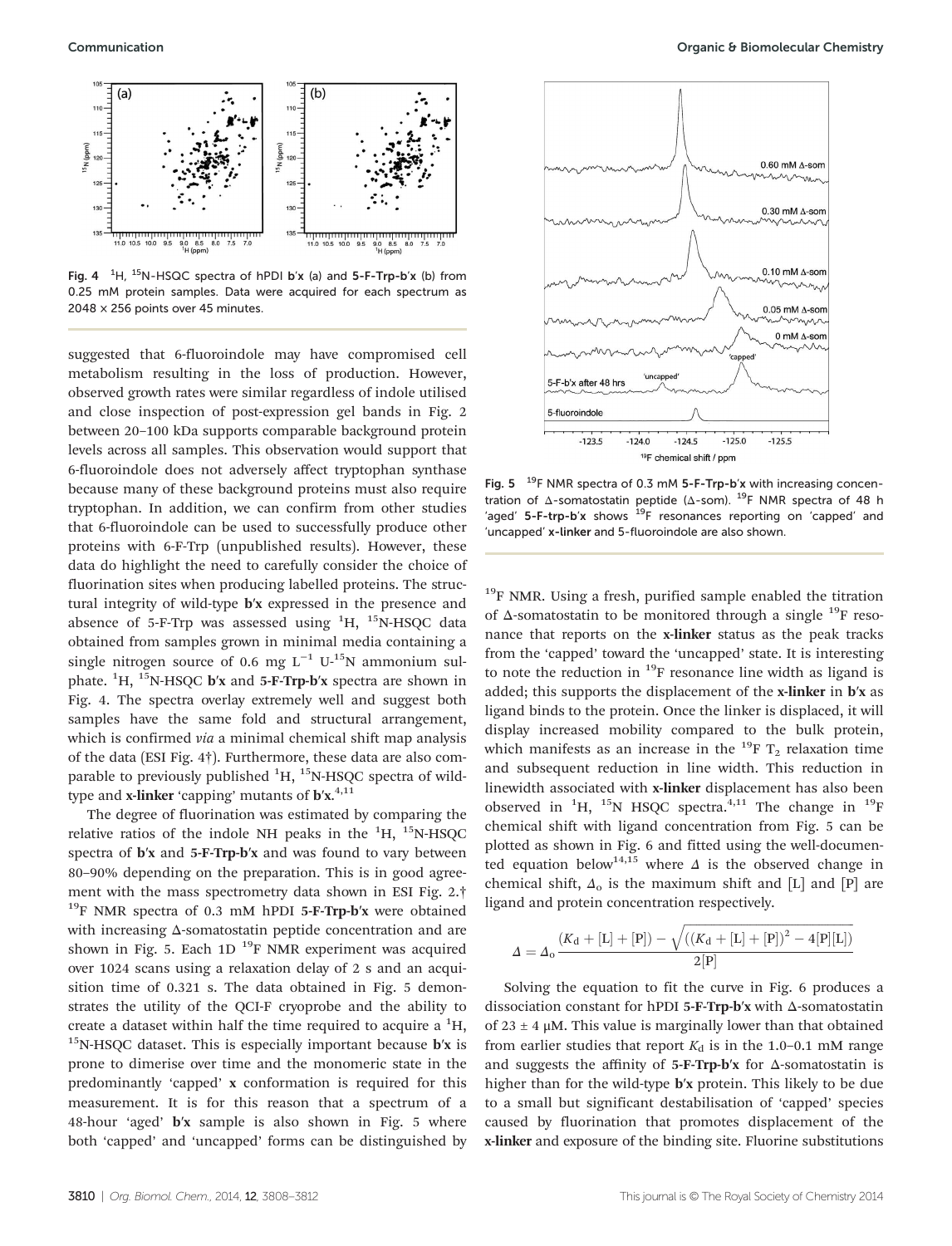Fig. 4 [1]H, [15]N-HSQC spectra of hPDI **b′x** (a) and **5-F-Trp-b′x** (b) from 0.25 mM protein samples. Data were acquired for each spectrum as 2048 × 256 points over 45 minutes.

Fig. 5 [19]F NMR spectra of 0.3 mM **5-F-Trp-b′x** with increasing concentration of Δ-somatostatin peptide (Δ-som). [19]F NMR spectra of 48 h 'aged' **5-F-trp-b′x** shows [19]F resonances reporting on 'capped' and 'uncapped' **x-linker** and 5-fluoroindole are also shown.

suggested that 6-fluoroindole may have compromised cell metabolism resulting in the loss of production. However, observed growth rates were similar regardless of indole utilised and close inspection of post-expression gel bands in Fig. 2 between 20–100 kDa supports comparable background protein levels across all samples. This observation would support that 6-fluoroindole does not adversely affect tryptophan synthase because many of these background proteins must also require tryptophan. In addition, we can confirm from other studies that 6-fluoroindole can be used to successfully produce other proteins with 6-F-Trp (unpublished results). However, these data do highlight the need to carefully consider the choice of fluorination sites when producing labelled proteins. The structural integrity of wild-type **b′x** expressed in the presence and absence of 5-F-Trp was assessed using [1]H, [15]N-HSQC data obtained from samples grown in minimal media containing a single nitrogen source of 0.6 mg $L^{-1}$ U-[15]N ammonium sulphate. [1]H, [15]N-HSQC **b′x** and **5-F-Trp-b′x** spectra are shown in Fig. 4. The spectra overlay extremely well and suggest both samples have the same fold and structural arrangement, which is confirmed *via* a minimal chemical shift map analysis of the data (ESI Fig. 4†). Furthermore, these data are also comparable to previously published [1]H, [15]N-HSQC spectra of wild-type and **x-linker** 'capping' mutants of **b′x**.[4,11]

The degree of fluorination was estimated by comparing the relative ratios of the indole NH peaks in the [1]H, [15]N-HSQC spectra of **b′x** and **5-F-Trp-b′x** and was found to vary between 80–90% depending on the preparation. This is in good agreement with the mass spectrometry data shown in ESI Fig. 2.† [19]F NMR spectra of 0.3 mM hPDI **5-F-Trp-b′x** were obtained with increasing Δ-somatostatin peptide concentration and are shown in Fig. 5. Each 1D [19]F NMR experiment was acquired over 1024 scans using a relaxation delay of 2 s and an acquisition time of 0.321 s. The data obtained in Fig. 5 demonstrates the utility of the QCI-F cryoprobe and the ability to create a dataset within half the time required to acquire a [1]H, [15]N-HSQC dataset. This is especially important because **b′x** is prone to dimerise over time and the monomeric state in the predominantly 'capped' **x** conformation is required for this measurement. It is for this reason that a spectrum of a 48-hour 'aged' **b′x** sample is also shown in Fig. 5 where both 'capped' and 'uncapped' forms can be distinguished by [19]F NMR. Using a fresh, purified sample enabled the titration of Δ-somatostatin to be monitored through a single [19]F resonance that reports on the **x-linker** status as the peak tracks from the 'capped' toward the 'uncapped' state. It is interesting to note the reduction in [19]F resonance line width as ligand is added; this supports the displacement of the **x-linker** in **b′x** as ligand binds to the protein. Once the linker is displaced, it will display increased mobility compared to the bulk protein, which manifests as an increase in the [19]F $T_2$ relaxation time and subsequent reduction in line width. This reduction in linewidth associated with **x-linker** displacement has also been observed in [1]H, [15]N HSQC spectra.[4,11] The change in [19]F chemical shift with ligand concentration from Fig. 5 can be plotted as shown in Fig. 6 and fitted using the well-documented equation below[14,15] where $\Delta$ is the observed change in chemical shift, $\Delta_o$ is the maximum shift and [L] and [P] are ligand and protein concentration respectively.

$$\Delta = \Delta_o \frac{(K_d + [L] + [P]) - \sqrt{((K_d + [L] + [P])^2 - 4[P][L])}}{2[P]}$$

Solving the equation to fit the curve in Fig. 6 produces a dissociation constant for hPDI **5-F-Trp-b′x** with Δ-somatostatin of 23 ± 4 μM. This value is marginally lower than that obtained from earlier studies that report $K_d$ is in the 1.0–0.1 mM range and suggests the affinity of **5-F-Trp-b′x** for Δ-somatostatin is higher than for the wild-type **b′x** protein. This likely to be due to a small but significant destabilisation of 'capped' species caused by fluorination that promotes displacement of the **x-linker** and exposure of the binding site. Fluorine substitutions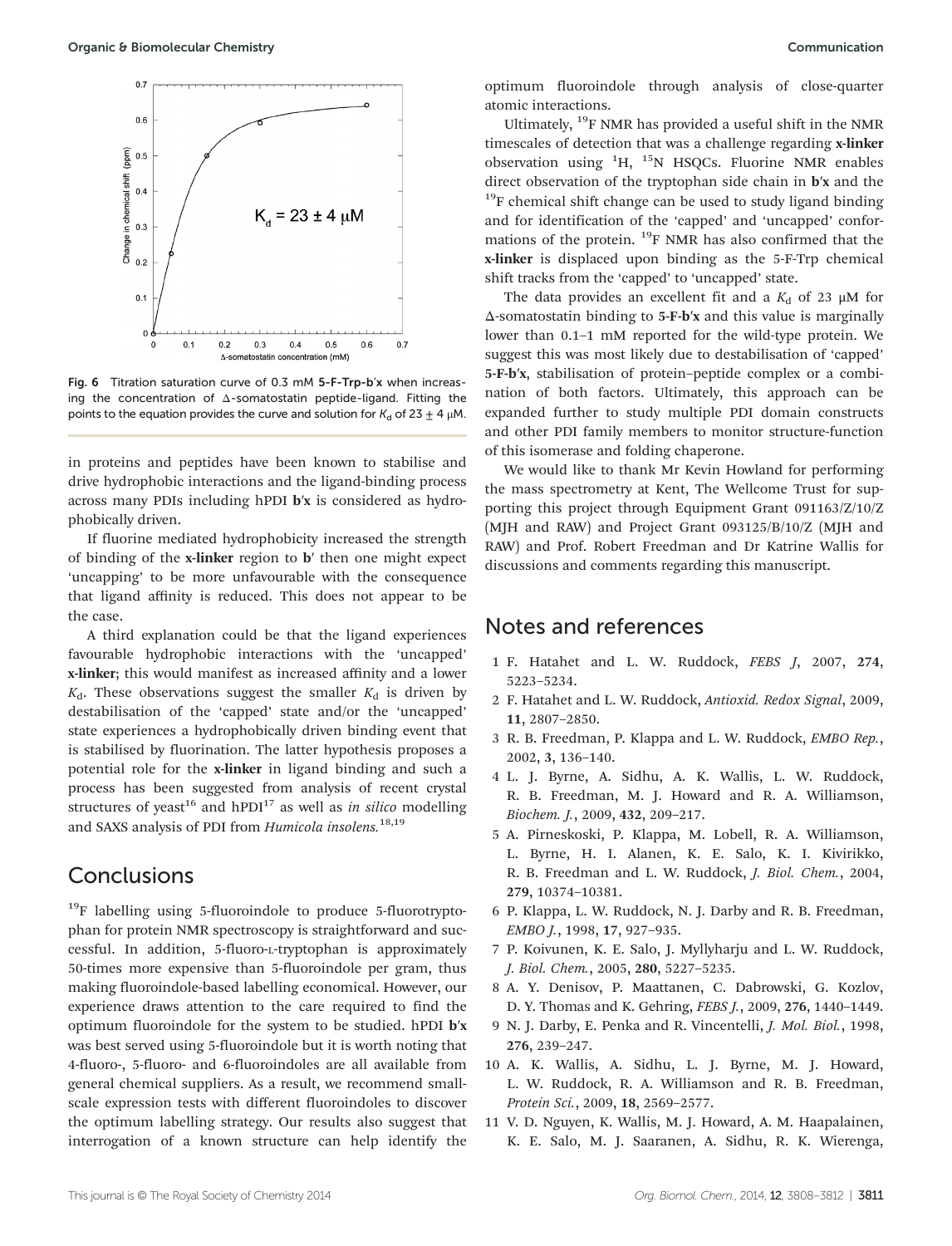Fig. 6 Titration saturation curve of 0.3 mM **5-F-Trp-b′x** when increasing the concentration of Δ-somatostatin peptide-ligand. Fitting the points to the equation provides the curve and solution for $K_d$ of 23 ± 4 μM.

in proteins and peptides have been known to stabilise and drive hydrophobic interactions and the ligand-binding process across many PDIs including hPDI **b′x** is considered as hydrophobically driven.

If fluorine mediated hydrophobicity increased the strength of binding of the **x-linker** region to **b′** then one might expect 'uncapping' to be more unfavourable with the consequence that ligand affinity is reduced. This does not appear to be the case.

A third explanation could be that the ligand experiences favourable hydrophobic interactions with the 'uncapped' **x-linker**; this would manifest as increased affinity and a lower $K_d$. These observations suggest the smaller $K_d$ is driven by destabilisation of the 'capped' state and/or the 'uncapped' state experiences a hydrophobically driven binding event that is stabilised by fluorination. The latter hypothesis proposes a potential role for the **x-linker** in ligand binding and such a process has been suggested from analysis of recent crystal structures of yeast[16] and hPDI[17] as well as *in silico* modelling and SAXS analysis of PDI from *Humicola insolens.*[18,19]

## Conclusions

$^{19}$F labelling using 5-fluoroindole to produce 5-fluorotryptophan for protein NMR spectroscopy is straightforward and successful. In addition, 5-fluoro-L-tryptophan is approximately 50-times more expensive than 5-fluoroindole per gram, thus making fluoroindole-based labelling economical. However, our experience draws attention to the care required to find the optimum fluoroindole for the system to be studied. hPDI **b′x** was best served using 5-fluoroindole but it is worth noting that 4-fluoro-, 5-fluoro- and 6-fluoroindoles are all available from general chemical suppliers. As a result, we recommend small-scale expression tests with different fluoroindoles to discover the optimum labelling strategy. Our results also suggest that interrogation of a known structure can help identify the optimum fluoroindole through analysis of close-quarter atomic interactions.

Ultimately, $^{19}$F NMR has provided a useful shift in the NMR timescales of detection that was a challenge regarding **x-linker** observation using $^{1}$H, $^{15}$N HSQCs. Fluorine NMR enables direct observation of the tryptophan side chain in **b′x** and the $^{19}$F chemical shift change can be used to study ligand binding and for identification of the 'capped' and 'uncapped' conformations of the protein. $^{19}$F NMR has also confirmed that the **x-linker** is displaced upon binding as the 5-F-Trp chemical shift tracks from the 'capped' to 'uncapped' state.

The data provides an excellent fit and a $K_d$ of 23 μM for Δ-somatostatin binding to **5-F-b′x** and this value is marginally lower than 0.1–1 mM reported for the wild-type protein. We suggest this was most likely due to destabilisation of 'capped' **5-F-b′x**, stabilisation of protein–peptide complex or a combination of both factors. Ultimately, this approach can be expanded further to study multiple PDI domain constructs and other PDI family members to monitor structure-function of this isomerase and folding chaperone.

We would like to thank Mr Kevin Howland for performing the mass spectrometry at Kent, The Wellcome Trust for supporting this project through Equipment Grant 091163/Z/10/Z (MJH and RAW) and Project Grant 093125/B/10/Z (MJH and RAW) and Prof. Robert Freedman and Dr Katrine Wallis for discussions and comments regarding this manuscript.

## Notes and references

1 F. Hatahet and L. W. Ruddock, *FEBS J*, 2007, **274**, 5223–5234.

2 F. Hatahet and L. W. Ruddock, *Antioxid. Redox Signal*, 2009, **11**, 2807–2850.

3 R. B. Freedman, P. Klappa and L. W. Ruddock, *EMBO Rep.*, 2002, **3**, 136–140.

4 L. J. Byrne, A. Sidhu, A. K. Wallis, L. W. Ruddock, R. B. Freedman, M. J. Howard and R. A. Williamson, *Biochem. J.*, 2009, **432**, 209–217.

5 A. Pirneskoski, P. Klappa, M. Lobell, R. A. Williamson, L. Byrne, H. I. Alanen, K. E. Salo, K. I. Kivirikko, R. B. Freedman and L. W. Ruddock, *J. Biol. Chem.*, 2004, **279**, 10374–10381.

6 P. Klappa, L. W. Ruddock, N. J. Darby and R. B. Freedman, *EMBO J.*, 1998, **17**, 927–935.

7 P. Koivunen, K. E. Salo, J. Myllyharju and L. W. Ruddock, *J. Biol. Chem.*, 2005, **280**, 5227–5235.

8 A. Y. Denisov, P. Maattanen, C. Dabrowski, G. Kozlov, D. Y. Thomas and K. Gehring, *FEBS J.*, 2009, **276**, 1440–1449.

9 N. J. Darby, E. Penka and R. Vincentelli, *J. Mol. Biol.*, 1998, **276**, 239–247.

10 A. K. Wallis, A. Sidhu, L. J. Byrne, M. J. Howard, L. W. Ruddock, R. A. Williamson and R. B. Freedman, *Protein Sci.*, 2009, **18**, 2569–2577.

11 V. D. Nguyen, K. Wallis, M. J. Howard, A. M. Haapalainen, K. E. Salo, M. J. Saaranen, A. Sidhu, R. K. Wierenga,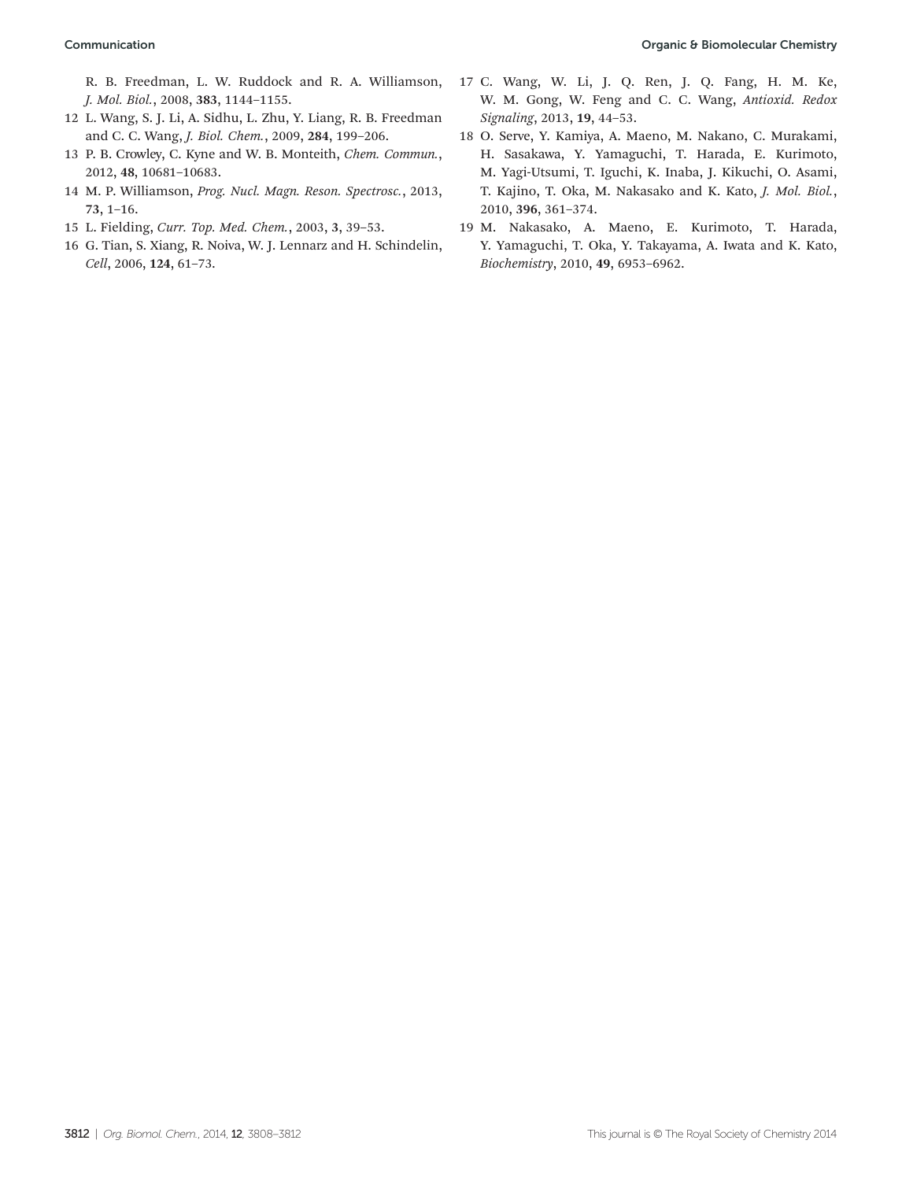R. B. Freedman, L. W. Ruddock and R. A. Williamson, *J. Mol. Biol.*, 2008, **383**, 1144–1155.

12 L. Wang, S. J. Li, A. Sidhu, L. Zhu, Y. Liang, R. B. Freedman and C. C. Wang, *J. Biol. Chem.*, 2009, **284**, 199–206.

13 P. B. Crowley, C. Kyne and W. B. Monteith, *Chem. Commun.*, 2012, **48**, 10681–10683.

14 M. P. Williamson, *Prog. Nucl. Magn. Reson. Spectrosc.*, 2013, **73**, 1–16.

15 L. Fielding, *Curr. Top. Med. Chem.*, 2003, **3**, 39–53.

16 G. Tian, S. Xiang, R. Noiva, W. J. Lennarz and H. Schindelin, *Cell*, 2006, **124**, 61–73.

17 C. Wang, W. Li, J. Q. Ren, J. Q. Fang, H. M. Ke, W. M. Gong, W. Feng and C. C. Wang, *Antioxid. Redox Signaling*, 2013, **19**, 44–53.

18 O. Serve, Y. Kamiya, A. Maeno, M. Nakano, C. Murakami, H. Sasakawa, Y. Yamaguchi, T. Harada, E. Kurimoto, M. Yagi-Utsumi, T. Iguchi, K. Inaba, J. Kikuchi, O. Asami, T. Kajino, T. Oka, M. Nakasako and K. Kato, *J. Mol. Biol.*, 2010, **396**, 361–374.

19 M. Nakasako, A. Maeno, E. Kurimoto, T. Harada, Y. Yamaguchi, T. Oka, Y. Takayama, A. Iwata and K. Kato, *Biochemistry*, 2010, **49**, 6953–6962.